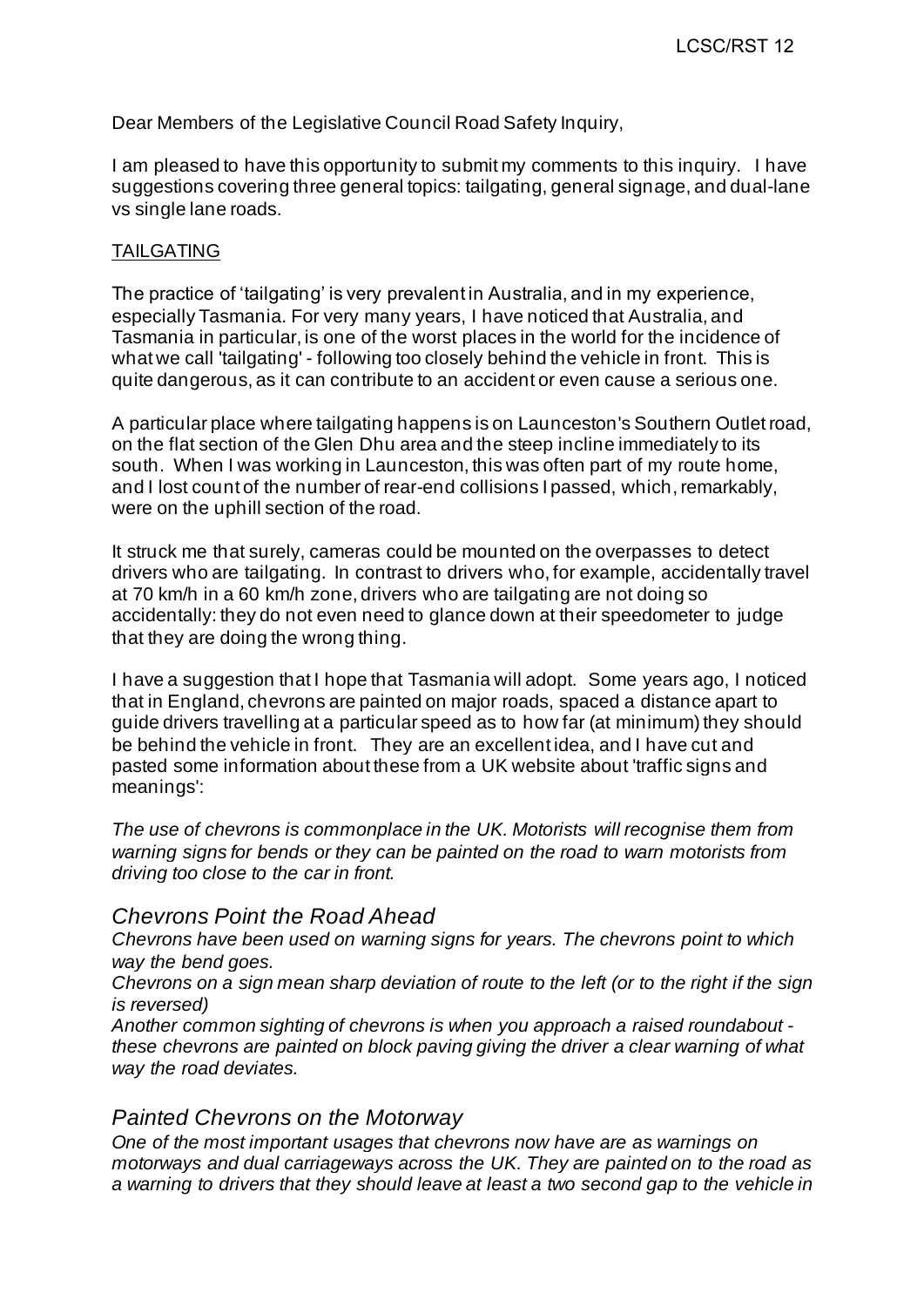Dear Members of the Legislative Council Road Safety Inquiry,

I am pleased to have this opportunity to submit my comments to this inquiry. I have suggestions covering three general topics: tailgating, general signage, and dual-lane vs single lane roads.

<u>TAILGATING</u>

The practice of 'tailgating' is very prevalent in Australia, and in my experience, especially Tasmania. For very many years, I have noticed that Australia, and Tasmania in particular, is one of the worst places in the world for the incidence of what we call 'tailgating' - following too closely behind the vehicle in front. This is quite dangerous, as it can contribute to an accident or even cause a serious one.

A particular place where tailgating happens is on Launceston's Southern Outlet road, on the flat section of the Glen Dhu area and the steep incline immediately to its south. When I was working in Launceston, this was often part of my route home, and I lost count of the number of rear-end collisions I passed, which, remarkably, were on the uphill section of the road.

It struck me that surely, cameras could be mounted on the overpasses to detect drivers who are tailgating. In contrast to drivers who, for example, accidentally travel at 70 km/h in a 60 km/h zone, drivers who are tailgating are not doing so accidentally: they do not even need to glance down at their speedometer to judge that they are doing the wrong thing.

I have a suggestion that I hope that Tasmania will adopt. Some years ago, I noticed that in England, chevrons are painted on major roads, spaced a distance apart to guide drivers travelling at a particular speed as to how far (at minimum) they should be behind the vehicle in front. They are an excellent idea, and I have cut and pasted some information about these from a UK website about 'traffic signs and meanings':

*The use of chevrons is commonplace in the UK. Motorists will recognise them from warning signs for bends or they can be painted on the road to warn motorists from driving too close to the car in front.*

## *Chevrons Point the Road Ahead*

*Chevrons have been used on warning signs for years. The chevrons point to which way the bend goes.*

*Chevrons on a sign mean sharp deviation of route to the left (or to the right if the sign is reversed)*

*Another common sighting of chevrons is when you approach a raised roundabout - these chevrons are painted on block paving giving the driver a clear warning of what way the road deviates.*

## *Painted Chevrons on the Motorway*

*One of the most important usages that chevrons now have are as warnings on motorways and dual carriageways across the UK. They are painted on to the road as a warning to drivers that they should leave at least a two second gap to the vehicle in*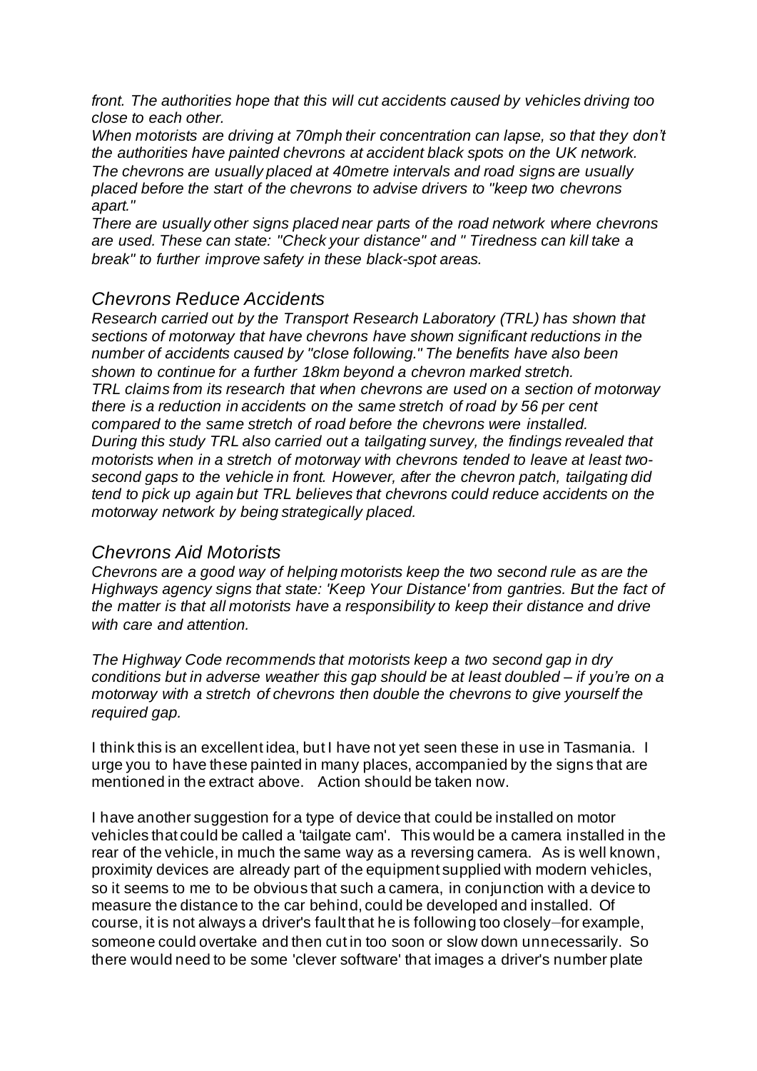*front. The authorities hope that this will cut accidents caused by vehicles driving too close to each other.*

*When motorists are driving at 70mph their concentration can lapse, so that they don't the authorities have painted chevrons at accident black spots on the UK network. The chevrons are usually placed at 40metre intervals and road signs are usually placed before the start of the chevrons to advise drivers to "keep two chevrons apart."*

*There are usually other signs placed near parts of the road network where chevrons are used. These can state: "Check your distance" and " Tiredness can kill take a break" to further improve safety in these black-spot areas.*

## *Chevrons Reduce Accidents*

*Research carried out by the Transport Research Laboratory (TRL) has shown that sections of motorway that have chevrons have shown significant reductions in the number of accidents caused by "close following." The benefits have also been shown to continue for a further 18km beyond a chevron marked stretch.*

*TRL claims from its research that when chevrons are used on a section of motorway there is a reduction in accidents on the same stretch of road by 56 per cent compared to the same stretch of road before the chevrons were installed.*

*During this study TRL also carried out a tailgating survey, the findings revealed that motorists when in a stretch of motorway with chevrons tended to leave at least two-second gaps to the vehicle in front. However, after the chevron patch, tailgating did tend to pick up again but TRL believes that chevrons could reduce accidents on the motorway network by being strategically placed.*

## *Chevrons Aid Motorists*

*Chevrons are a good way of helping motorists keep the two second rule as are the Highways agency signs that state: 'Keep Your Distance' from gantries. But the fact of the matter is that all motorists have a responsibility to keep their distance and drive with care and attention.*

*The Highway Code recommends that motorists keep a two second gap in dry conditions but in adverse weather this gap should be at least doubled – if you're on a motorway with a stretch of chevrons then double the chevrons to give yourself the required gap.*

I think this is an excellent idea, but I have not yet seen these in use in Tasmania. I urge you to have these painted in many places, accompanied by the signs that are mentioned in the extract above. Action should be taken now.

I have another suggestion for a type of device that could be installed on motor vehicles that could be called a 'tailgate cam'. This would be a camera installed in the rear of the vehicle, in much the same way as a reversing camera. As is well known, proximity devices are already part of the equipment supplied with modern vehicles, so it seems to me to be obvious that such a camera, in conjunction with a device to measure the distance to the car behind, could be developed and installed. Of course, it is not always a driver's fault that he is following too closely – for example, someone could overtake and then cut in too soon or slow down unnecessarily. So there would need to be some 'clever software' that images a driver's number plate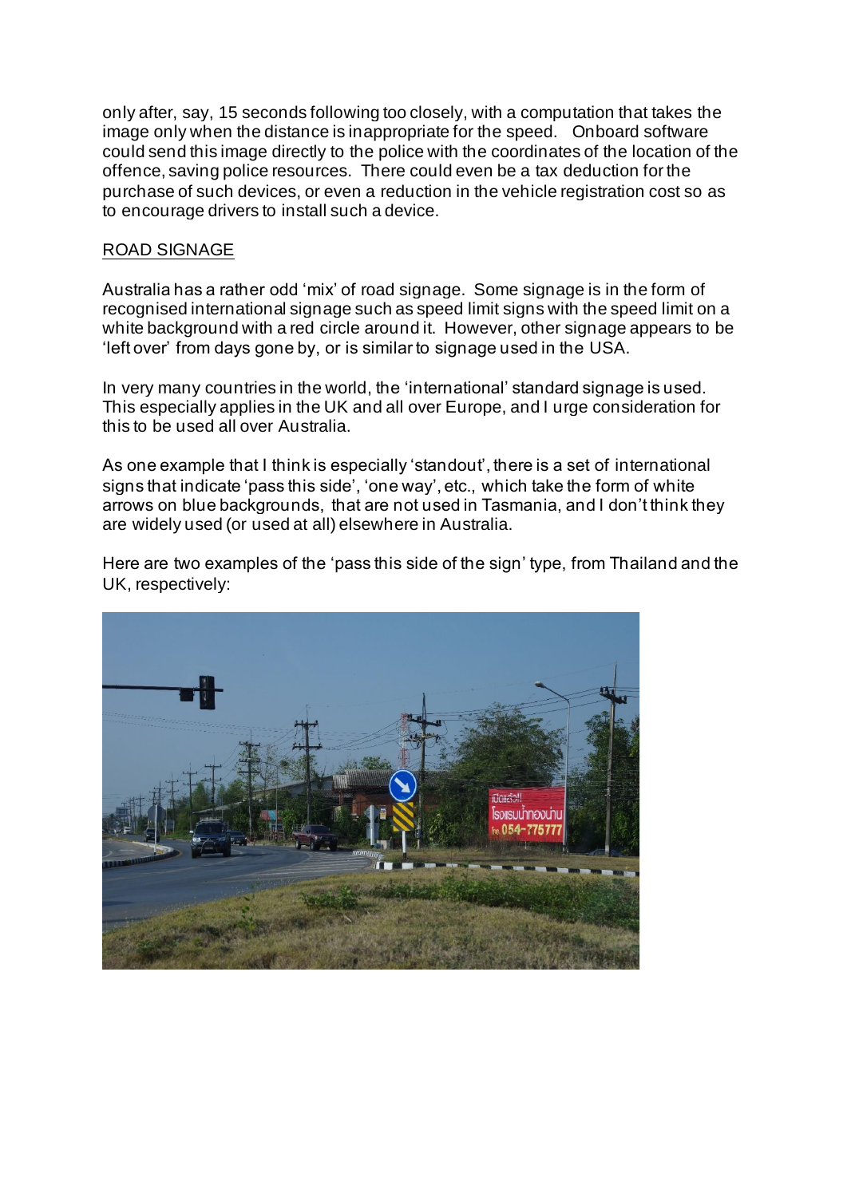only after, say, 15 seconds following too closely, with a computation that takes the image only when the distance is inappropriate for the speed. Onboard software could send this image directly to the police with the coordinates of the location of the offence, saving police resources. There could even be a tax deduction for the purchase of such devices, or even a reduction in the vehicle registration cost so as to encourage drivers to install such a device.

## ROAD SIGNAGE

Australia has a rather odd 'mix' of road signage. Some signage is in the form of recognised international signage such as speed limit signs with the speed limit on a white background with a red circle around it. However, other signage appears to be 'left over' from days gone by, or is similar to signage used in the USA.

In very many countries in the world, the 'international' standard signage is used. This especially applies in the UK and all over Europe, and I urge consideration for this to be used all over Australia.

As one example that I think is especially 'standout', there is a set of international signs that indicate 'pass this side', 'one way', etc., which take the form of white arrows on blue backgrounds, that are not used in Tasmania, and I don't think they are widely used (or used at all) elsewhere in Australia.

Here are two examples of the 'pass this side of the sign' type, from Thailand and the UK, respectively: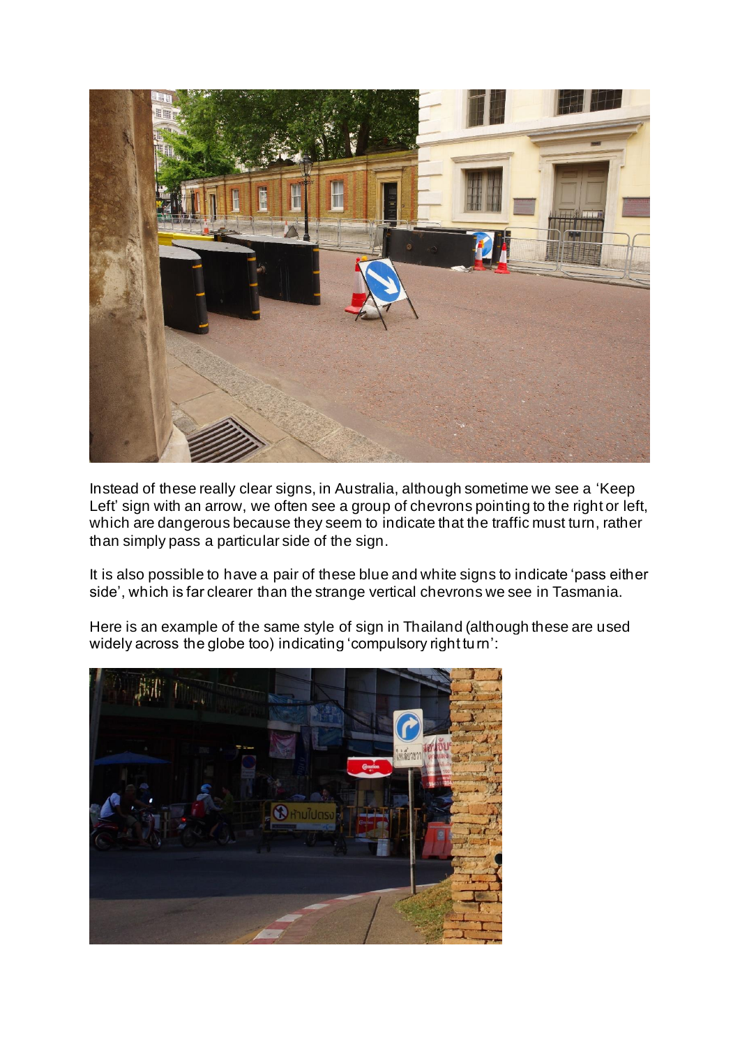Instead of these really clear signs, in Australia, although sometime we see a 'Keep Left' sign with an arrow, we often see a group of chevrons pointing to the right or left, which are dangerous because they seem to indicate that the traffic must turn, rather than simply pass a particular side of the sign.

It is also possible to have a pair of these blue and white signs to indicate 'pass either side', which is far clearer than the strange vertical chevrons we see in Tasmania.

Here is an example of the same style of sign in Thailand (although these are used widely across the globe too) indicating 'compulsory right turn':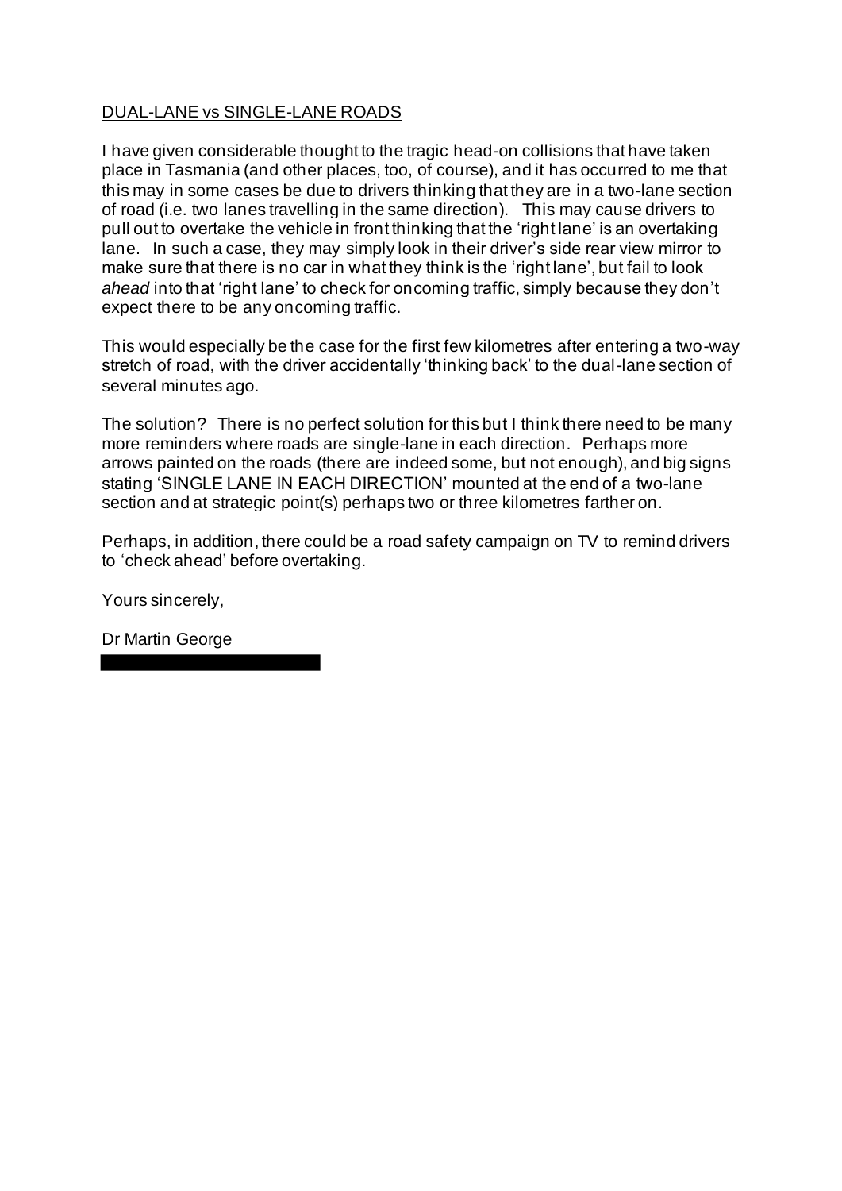DUAL-LANE vs SINGLE-LANE ROADS

I have given considerable thought to the tragic head-on collisions that have taken place in Tasmania (and other places, too, of course), and it has occurred to me that this may in some cases be due to drivers thinking that they are in a two-lane section of road (i.e. two lanes travelling in the same direction). This may cause drivers to pull out to overtake the vehicle in front thinking that the 'right lane' is an overtaking lane. In such a case, they may simply look in their driver's side rear view mirror to make sure that there is no car in what they think is the 'right lane', but fail to look *ahead* into that 'right lane' to check for oncoming traffic, simply because they don't expect there to be any oncoming traffic.

This would especially be the case for the first few kilometres after entering a two-way stretch of road, with the driver accidentally 'thinking back' to the dual-lane section of several minutes ago.

The solution? There is no perfect solution for this but I think there need to be many more reminders where roads are single-lane in each direction. Perhaps more arrows painted on the roads (there are indeed some, but not enough), and big signs stating 'SINGLE LANE IN EACH DIRECTION' mounted at the end of a two-lane section and at strategic point(s) perhaps two or three kilometres farther on.

Perhaps, in addition, there could be a road safety campaign on TV to remind drivers to 'check ahead' before overtaking.

Yours sincerely,

Dr Martin George